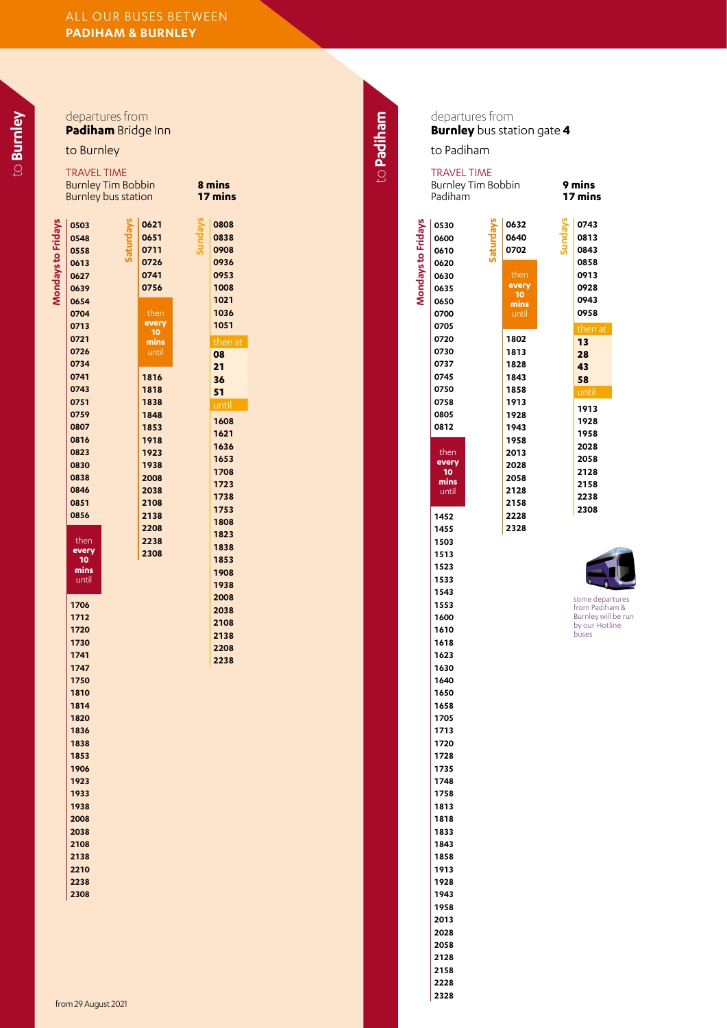# ALL OUR BUSES BETWEEN **PADIHAM & BURNLEY**

## to Burnley

departures from
**Padiham** Bridge Inn
to Burnley

TRAVEL TIME

| | |
|---|---|
| Burnley Tim Bobbin | **8 mins** |
| Burnley bus station | **17 mins** |

**Mondays to Fridays**

0503, 0548, 0558, 0613, 0627, 0639, 0654, 0704, 0713, 0721, 0726, 0734, 0741, 0743, 0751, 0759, 0807, 0816, 0823, 0830, 0838, 0846, 0851, 0856

then **every 10 mins** until

1706, 1712, 1720, 1730, 1741, 1747, 1750, 1810, 1814, 1820, 1836, 1838, 1853, 1906, 1923, 1933, 1938, 2008, 2038, 2108, 2138, 2210, 2238, 2308

**Saturdays**

0621, 0651, 0711, 0726, 0741, 0756

then **every 10 mins** until

1816, 1818, 1838, 1848, 1853, 1918, 1923, 1938, 2008, 2038, 2108, 2138, 2208, 2238, 2308

**Sundays**

0808, 0838, 0908, 0936, 0953, 1008, 1021, 1036, 1051

then at **08**, **21**, **36**, **51** until

1608, 1621, 1636, 1653, 1708, 1723, 1738, 1753, 1808, 1823, 1838, 1853, 1908, 1938, 2008, 2038, 2108, 2138, 2208, 2238

from 29 August 2021

## to Padiham

departures from
**Burnley** bus station gate **4**
to Padiham

TRAVEL TIME

| | |
|---|---|
| Burnley Tim Bobbin | **9 mins** |
| Padiham | **17 mins** |

**Mondays to Fridays**

0530, 0600, 0610, 0620, 0630, 0635, 0650, 0700, 0705, 0720, 0730, 0737, 0745, 0750, 0758, 0805, 0812

then **every 10 mins** until

1452, 1455, 1503, 1513, 1523, 1533, 1543, 1553, 1600, 1610, 1618, 1623, 1630, 1640, 1650, 1658, 1705, 1713, 1720, 1728, 1735, 1748, 1758, 1813, 1818, 1833, 1843, 1858, 1913, 1928, 1943, 1958, 2013, 2028, 2058, 2128, 2158, 2228, 2328

**Saturdays**

0632, 0640, 0702

then **every 10 mins** until

1802, 1813, 1828, 1843, 1858, 1913, 1928, 1943, 1958, 2013, 2028, 2058, 2128, 2158, 2228, 2328

**Sundays**

0743, 0813, 0843, 0858, 0913, 0928, 0943, 0958

then at **13**, **28**, **43**, **58** until

1913, 1928, 1958, 2028, 2058, 2128, 2158, 2238, 2308

some departures from Padiham & Burnley will be run by our Hotline buses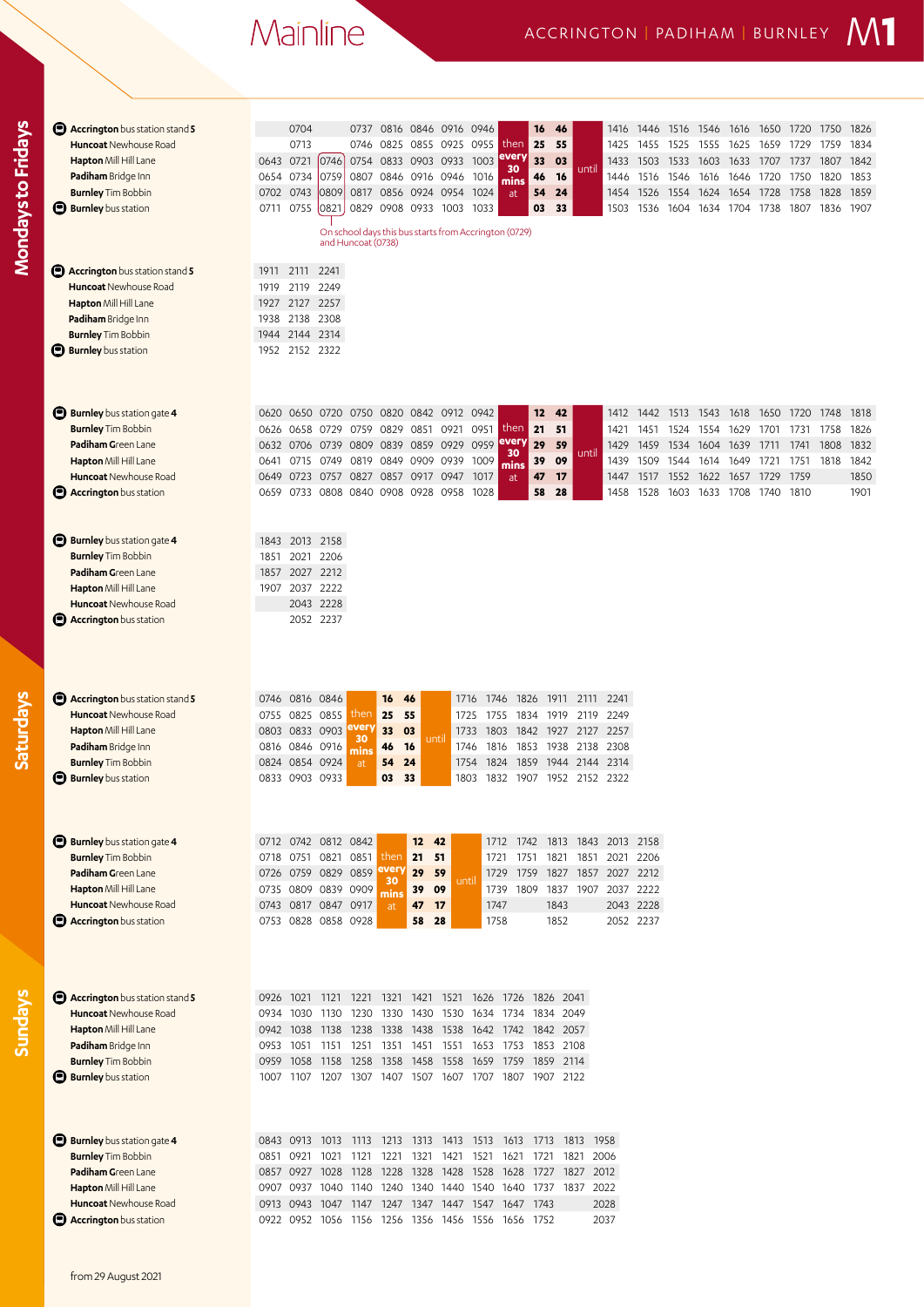# Mainline

## ACCRINGTON | PADIHAM | BURNLEY M1

## Mondays to Fridays

| Stop | | | | | | | | | | | | | | | | | | | | | |
|---|---|---|---|---|---|---|---|---|---|---|---|---|---|---|---|---|---|---|---|---|---|
| **Accrington** bus station stand **5** | | 0704 | | 0737 | 0816 | 0846 | 0916 | 0946 | then | **16** | **46** | | 1416 | 1446 | 1516 | 1546 | 1616 | 1650 | 1720 | 1750 | 1826 |
| **Huncoat** Newhouse Road | | 0713 | | 0746 | 0825 | 0855 | 0925 | 0955 | then | **25** | **55** | | 1425 | 1455 | 1525 | 1555 | 1625 | 1659 | 1729 | 1759 | 1834 |
| **Hapton** Mill Hill Lane | 0643 | 0721 | 0746 | 0754 | 0833 | 0903 | 0933 | 1003 | **every** | **33** | **03** | until | 1433 | 1503 | 1533 | 1603 | 1633 | 1707 | 1737 | 1807 | 1842 |
| **Padiham** Bridge Inn | 0654 | 0734 | 0759 | 0807 | 0846 | 0916 | 0946 | 1016 | **30 mins** | **46** | **16** | | 1446 | 1516 | 1546 | 1616 | 1646 | 1720 | 1750 | 1820 | 1853 |
| **Burnley** Tim Bobbin | 0702 | 0743 | 0809 | 0817 | 0856 | 0924 | 0954 | 1024 | at | **54** | **24** | | 1454 | 1526 | 1554 | 1624 | 1654 | 1728 | 1758 | 1828 | 1859 |
| **Burnley** bus station | 0711 | 0755 | 0821 | 0829 | 0908 | 0933 | 1003 | 1033 | | **03** | **33** | | 1503 | 1536 | 1604 | 1634 | 1704 | 1738 | 1807 | 1836 | 1907 |

On school days this bus starts from Accrington (0729) and Huncoat (0738)

| Stop | | | |
|---|---|---|---|
| **Accrington** bus station stand **5** | 1911 | 2111 | 2241 |
| **Huncoat** Newhouse Road | 1919 | 2119 | 2249 |
| **Hapton** Mill Hill Lane | 1927 | 2127 | 2257 |
| **Padiham** Bridge Inn | 1938 | 2138 | 2308 |
| **Burnley** Tim Bobbin | 1944 | 2144 | 2314 |
| **Burnley** bus station | 1952 | 2152 | 2322 |

| Stop | | | | | | | | | | | | | | | | | | | | | |
|---|---|---|---|---|---|---|---|---|---|---|---|---|---|---|---|---|---|---|---|---|---|
| **Burnley** bus station gate **4** | 0620 | 0650 | 0720 | 0750 | 0820 | 0842 | 0912 | 0942 | | **12** | **42** | | 1412 | 1442 | 1513 | 1543 | 1618 | 1650 | 1720 | 1748 | 1818 |
| **Burnley** Tim Bobbin | 0626 | 0658 | 0729 | 0759 | 0829 | 0851 | 0921 | 0951 | then | **21** | **51** | | 1421 | 1451 | 1524 | 1554 | 1629 | 1701 | 1731 | 1758 | 1826 |
| **Padiham** Green Lane | 0632 | 0706 | 0739 | 0809 | 0839 | 0859 | 0929 | 0959 | **every** | **29** | **59** | until | 1429 | 1459 | 1534 | 1604 | 1639 | 1711 | 1741 | 1808 | 1832 |
| **Hapton** Mill Hill Lane | 0641 | 0715 | 0749 | 0819 | 0849 | 0909 | 0939 | 1009 | **30 mins** | **39** | **09** | | 1439 | 1509 | 1544 | 1614 | 1649 | 1721 | 1751 | 1818 | 1842 |
| **Huncoat** Newhouse Road | 0649 | 0723 | 0757 | 0827 | 0857 | 0917 | 0947 | 1017 | at | **47** | **17** | | 1447 | 1517 | 1552 | 1622 | 1657 | 1729 | 1759 | | 1850 |
| **Accrington** bus station | 0659 | 0733 | 0808 | 0840 | 0908 | 0928 | 0958 | 1028 | | **58** | **28** | | 1458 | 1528 | 1603 | 1633 | 1708 | 1740 | 1810 | | 1901 |

| Stop | | | |
|---|---|---|---|
| **Burnley** bus station gate **4** | 1843 | 2013 | 2158 |
| **Burnley** Tim Bobbin | 1851 | 2021 | 2206 |
| **Padiham** Green Lane | 1857 | 2027 | 2212 |
| **Hapton** Mill Hill Lane | 1907 | 2037 | 2222 |
| **Huncoat** Newhouse Road | | 2043 | 2228 |
| **Accrington** bus station | | 2052 | 2237 |

## Saturdays

| Stop | | | | | | | | | | | | | | |
|---|---|---|---|---|---|---|---|---|---|---|---|---|---|---|
| **Accrington** bus station stand **5** | 0746 | 0816 | 0846 | then | **16** | **46** | | 1716 | 1746 | 1826 | 1911 | 2111 | 2241 |
| **Huncoat** Newhouse Road | 0755 | 0825 | 0855 | then | **25** | **55** | | 1725 | 1755 | 1834 | 1919 | 2119 | 2249 |
| **Hapton** Mill Hill Lane | 0803 | 0833 | 0903 | **every** | **33** | **03** | until | 1733 | 1803 | 1842 | 1927 | 2127 | 2257 |
| **Padiham** Bridge Inn | 0816 | 0846 | 0916 | **30 mins** | **46** | **16** | | 1746 | 1816 | 1853 | 1938 | 2138 | 2308 |
| **Burnley** Tim Bobbin | 0824 | 0854 | 0924 | at | **54** | **24** | | 1754 | 1824 | 1859 | 1944 | 2144 | 2314 |
| **Burnley** bus station | 0833 | 0903 | 0933 | | **03** | **33** | | 1803 | 1832 | 1907 | 1952 | 2152 | 2322 |

| Stop | | | | | | | | | | | | | | | |
|---|---|---|---|---|---|---|---|---|---|---|---|---|---|---|---|
| **Burnley** bus station gate **4** | 0712 | 0742 | 0812 | 0842 | | **12** | **42** | | 1712 | 1742 | 1813 | 1843 | 2013 | 2158 |
| **Burnley** Tim Bobbin | 0718 | 0751 | 0821 | 0851 | then | **21** | **51** | | 1721 | 1751 | 1821 | 1851 | 2021 | 2206 |
| **Padiham** Green Lane | 0726 | 0759 | 0829 | 0859 | **every** | **29** | **59** | until | 1729 | 1759 | 1827 | 1857 | 2027 | 2212 |
| **Hapton** Mill Hill Lane | 0735 | 0809 | 0839 | 0909 | **30 mins** | **39** | **09** | | 1739 | 1809 | 1837 | 1907 | 2037 | 2222 |
| **Huncoat** Newhouse Road | 0743 | 0817 | 0847 | 0917 | at | **47** | **17** | | 1747 | | 1843 | | 2043 | 2228 |
| **Accrington** bus station | 0753 | 0828 | 0858 | 0928 | | **58** | **28** | | 1758 | | 1852 | | 2052 | 2237 |

## Sundays

| Stop | | | | | | | | | | | |
|---|---|---|---|---|---|---|---|---|---|---|---|
| **Accrington** bus station stand **5** | 0926 | 1021 | 1121 | 1221 | 1321 | 1421 | 1521 | 1626 | 1726 | 1826 | 2041 |
| **Huncoat** Newhouse Road | 0934 | 1030 | 1130 | 1230 | 1330 | 1430 | 1530 | 1634 | 1734 | 1834 | 2049 |
| **Hapton** Mill Hill Lane | 0942 | 1038 | 1138 | 1238 | 1338 | 1438 | 1538 | 1642 | 1742 | 1842 | 2057 |
| **Padiham** Bridge Inn | 0953 | 1051 | 1151 | 1251 | 1351 | 1451 | 1551 | 1653 | 1753 | 1853 | 2108 |
| **Burnley** Tim Bobbin | 0959 | 1058 | 1158 | 1258 | 1358 | 1458 | 1558 | 1659 | 1759 | 1859 | 2114 |
| **Burnley** bus station | 1007 | 1107 | 1207 | 1307 | 1407 | 1507 | 1607 | 1707 | 1807 | 1907 | 2122 |

| Stop | | | | | | | | | | | | |
|---|---|---|---|---|---|---|---|---|---|---|---|---|
| **Burnley** bus station gate **4** | 0843 | 0913 | 1013 | 1113 | 1213 | 1313 | 1413 | 1513 | 1613 | 1713 | 1813 | 1958 |
| **Burnley** Tim Bobbin | 0851 | 0921 | 1021 | 1121 | 1221 | 1321 | 1421 | 1521 | 1621 | 1721 | 1821 | 2006 |
| **Padiham** Green Lane | 0857 | 0927 | 1028 | 1128 | 1228 | 1328 | 1428 | 1528 | 1628 | 1727 | 1827 | 2012 |
| **Hapton** Mill Hill Lane | 0907 | 0937 | 1040 | 1140 | 1240 | 1340 | 1440 | 1540 | 1640 | 1737 | 1837 | 2022 |
| **Huncoat** Newhouse Road | 0913 | 0943 | 1047 | 1147 | 1247 | 1347 | 1447 | 1547 | 1647 | 1743 | | 2028 |
| **Accrington** bus station | 0922 | 0952 | 1056 | 1156 | 1256 | 1356 | 1456 | 1556 | 1656 | 1752 | | 2037 |

from 29 August 2021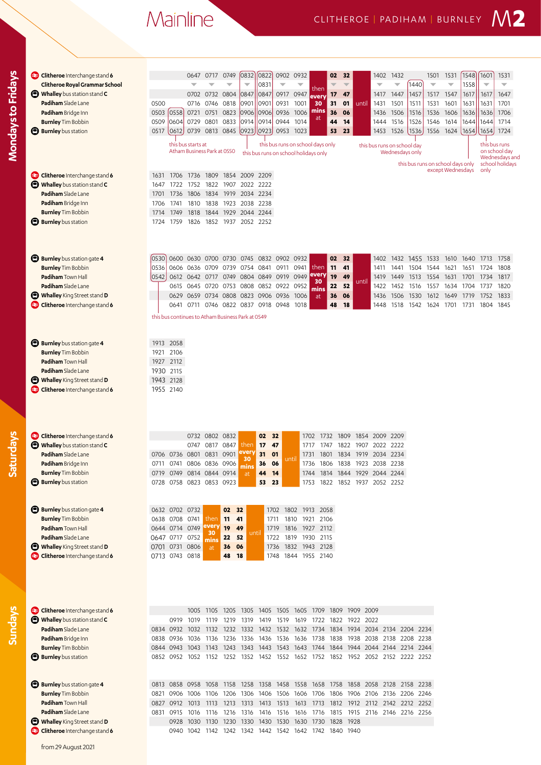# M2 Clitheroe | Padiham | Burnley

## Mondays to Fridays

| | | | | | | | | | | | | | | | | | | | | | | |
|---|---|---|---|---|---|---|---|---|---|---|---|---|---|---|---|---|---|---|---|---|---|---|
| **Clitheroe** Interchange stand **6** | | | 0647 | 0717 | 0749 | 0832 | 0822 | 0902 | 0932 | then every 30 mins at | 02 | 32 | until | 1402 | 1432 | | 1501 | 1531 | 1548 | 1601 | 1531 |
| **Clitheroe Royal Grammar School** | | | ▼ | ▼ | ▼ | ▼ | 0831 | ▼ | ▼ | | ▼ | ▼ | | ▼ | ▼ | 1440 | ▼ | ▼ | 1558 | ▼ | ▼ |
| **Whalley** bus station stand **C** | | | 0702 | 0732 | 0804 | 0847 | 0847 | 0917 | 0947 | | 17 | 47 | | 1417 | 1447 | 1457 | 1517 | 1547 | 1617 | 1617 | 1647 |
| **Padiham** Slade Lane | 0500 | | 0716 | 0746 | 0818 | 0901 | 0901 | 0931 | 1001 | | 31 | 01 | | 1431 | 1501 | 1511 | 1531 | 1601 | 1631 | 1631 | 1701 |
| **Padiham** Bridge Inn | 0503 | 0558 | 0721 | 0751 | 0823 | 0906 | 0906 | 0936 | 1006 | | 36 | 06 | | 1436 | 1506 | 1516 | 1536 | 1606 | 1636 | 1636 | 1706 |
| **Burnley** Tim Bobbin | 0509 | 0604 | 0729 | 0801 | 0833 | 0914 | 0914 | 0944 | 1014 | | 44 | 14 | | 1444 | 1516 | 1526 | 1546 | 1614 | 1644 | 1644 | 1714 |
| **Burnley** bus station | 0517 | 0612 | 0739 | 0813 | 0845 | 0923 | 0923 | 0953 | 1023 | | 53 | 23 | | 1453 | 1526 | 1536 | 1556 | 1624 | 1654 | 1654 | 1724 |
| Notes | | this bus starts at Atham Business Park at 0550 | | | | this bus runs on school days only | this bus runs on school holidays only | | | | | | | | | this bus runs on school day Wednesdays only | | | this bus runs on school days only except Wednesdays | this bus runs on school day Wednesdays and school holidays only | |

| | | | | | | | |
|---|---|---|---|---|---|---|---|
| **Clitheroe** Interchange stand **6** | 1631 | 1706 | 1736 | 1809 | 1854 | 2009 | 2209 |
| **Whalley** bus station stand **C** | 1647 | 1722 | 1752 | 1822 | 1907 | 2022 | 2222 |
| **Padiham** Slade Lane | 1701 | 1736 | 1806 | 1834 | 1919 | 2034 | 2234 |
| **Padiham** Bridge Inn | 1706 | 1741 | 1810 | 1838 | 1923 | 2038 | 2238 |
| **Burnley** Tim Bobbin | 1714 | 1749 | 1818 | 1844 | 1929 | 2044 | 2244 |
| **Burnley** bus station | 1724 | 1759 | 1826 | 1852 | 1937 | 2052 | 2252 |

| | | | | | | | | | | | | | | | | | | | | | |
|---|---|---|---|---|---|---|---|---|---|---|---|---|---|---|---|---|---|---|---|---|---|
| **Burnley** bus station gate **4** | 0530 | 0600 | 0630 | 0700 | 0730 | 0745 | 0832 | 0902 | 0932 | then every 30 mins at | 02 | 32 | until | 1402 | 1432 | 1455 | 1533 | 1610 | 1640 | 1713 | 1758 |
| **Burnley** Tim Bobbin | 0536 | 0606 | 0636 | 0709 | 0739 | 0754 | 0841 | 0911 | 0941 | | 11 | 41 | | 1411 | 1441 | 1504 | 1544 | 1621 | 1651 | 1724 | 1808 |
| **Padiham** Town Hall | 0542 | 0612 | 0642 | 0717 | 0749 | 0804 | 0849 | 0919 | 0949 | | 19 | 49 | | 1419 | 1449 | 1513 | 1554 | 1631 | 1701 | 1734 | 1817 |
| **Padiham** Slade Lane | | 0615 | 0645 | 0720 | 0753 | 0808 | 0852 | 0922 | 0952 | | 22 | 52 | | 1422 | 1452 | 1516 | 1557 | 1634 | 1704 | 1737 | 1820 |
| **Whalley** King Street stand **D** | | 0629 | 0659 | 0734 | 0808 | 0823 | 0906 | 0936 | 1006 | | 36 | 06 | | 1436 | 1506 | 1530 | 1612 | 1649 | 1719 | 1752 | 1833 |
| **Clitheroe** Interchange stand **6** | | 0641 | 0711 | 0746 | 0822 | 0837 | 0918 | 0948 | 1018 | | 48 | 18 | | 1448 | 1518 | 1542 | 1624 | 1701 | 1731 | 1804 | 1845 |

this bus continues to Atham Business Park at 0549 (0530 journey)

| | | |
|---|---|---|
| **Burnley** bus station gate **4** | 1913 | 2058 |
| **Burnley** Tim Bobbin | 1921 | 2106 |
| **Padiham** Town Hall | 1927 | 2112 |
| **Padiham** Slade Lane | 1930 | 2115 |
| **Whalley** King Street stand **D** | 1943 | 2128 |
| **Clitheroe** Interchange stand **6** | 1955 | 2140 |

## Saturdays

| | | | | | | | | | | | | | | | | |
|---|---|---|---|---|---|---|---|---|---|---|---|---|---|---|---|---|
| **Clitheroe** Interchange stand **6** | | | 0732 | 0802 | 0832 | then every 30 mins at | 02 | 32 | until | 1702 | 1732 | 1809 | 1854 | 2009 | 2209 |
| **Whalley** bus station stand **C** | | | 0747 | 0817 | 0847 | | 17 | 47 | | 1717 | 1747 | 1822 | 1907 | 2022 | 2222 |
| **Padiham** Slade Lane | 0706 | 0736 | 0801 | 0831 | 0901 | | 31 | 01 | | 1731 | 1801 | 1834 | 1919 | 2034 | 2234 |
| **Padiham** Bridge Inn | 0711 | 0741 | 0806 | 0836 | 0906 | | 36 | 06 | | 1736 | 1806 | 1838 | 1923 | 2038 | 2238 |
| **Burnley** Tim Bobbin | 0719 | 0749 | 0814 | 0844 | 0914 | | 44 | 14 | | 1744 | 1814 | 1844 | 1929 | 2044 | 2244 |
| **Burnley** bus station | 0728 | 0758 | 0823 | 0853 | 0923 | | 53 | 23 | | 1753 | 1822 | 1852 | 1937 | 2052 | 2252 |

| | | | | | | | | | | | |
|---|---|---|---|---|---|---|---|---|---|---|---|
| **Burnley** bus station gate **4** | 0632 | 0702 | 0732 | then every 30 mins at | 02 | 32 | until | 1702 | 1802 | 1913 | 2058 |
| **Burnley** Tim Bobbin | 0638 | 0708 | 0741 | | 11 | 41 | | 1711 | 1810 | 1921 | 2106 |
| **Padiham** Town Hall | 0644 | 0714 | 0749 | | 19 | 49 | | 1719 | 1816 | 1927 | 2112 |
| **Padiham** Slade Lane | 0647 | 0717 | 0752 | | 22 | 52 | | 1722 | 1819 | 1930 | 2115 |
| **Whalley** King Street stand **D** | 0701 | 0731 | 0806 | | 36 | 06 | | 1736 | 1832 | 1943 | 2128 |
| **Clitheroe** Interchange stand **6** | 0713 | 0743 | 0818 | | 48 | 18 | | 1748 | 1844 | 1955 | 2140 |

## Sundays

| | | | | | | | | | | | | | | | | |
|---|---|---|---|---|---|---|---|---|---|---|---|---|---|---|---|---|
| **Clitheroe** Interchange stand **6** | | | 1005 | 1105 | 1205 | 1305 | 1405 | 1505 | 1605 | 1709 | 1809 | 1909 | 2009 | | | |
| **Whalley** bus station stand **C** | | 0919 | 1019 | 1119 | 1219 | 1319 | 1419 | 1519 | 1619 | 1722 | 1822 | 1922 | 2022 | | | |
| **Padiham** Slade Lane | 0834 | 0932 | 1032 | 1132 | 1232 | 1332 | 1432 | 1532 | 1632 | 1734 | 1834 | 1934 | 2034 | 2134 | 2204 | 2234 |
| **Padiham** Bridge Inn | 0838 | 0936 | 1036 | 1136 | 1236 | 1336 | 1436 | 1536 | 1636 | 1738 | 1838 | 1938 | 2038 | 2138 | 2208 | 2238 |
| **Burnley** Tim Bobbin | 0844 | 0943 | 1043 | 1143 | 1243 | 1343 | 1443 | 1543 | 1643 | 1744 | 1844 | 1944 | 2044 | 2144 | 2214 | 2244 |
| **Burnley** bus station | 0852 | 0952 | 1052 | 1152 | 1252 | 1352 | 1452 | 1552 | 1652 | 1752 | 1852 | 1952 | 2052 | 2152 | 2222 | 2252 |

| | | | | | | | | | | | | | | | | |
|---|---|---|---|---|---|---|---|---|---|---|---|---|---|---|---|---|
| **Burnley** bus station gate **4** | 0813 | 0858 | 0958 | 1058 | 1158 | 1258 | 1358 | 1458 | 1558 | 1658 | 1758 | 1858 | 2058 | 2128 | 2158 | 2238 |
| **Burnley** Tim Bobbin | 0821 | 0906 | 1006 | 1106 | 1206 | 1306 | 1406 | 1506 | 1606 | 1706 | 1806 | 1906 | 2106 | 2136 | 2206 | 2246 |
| **Padiham** Town Hall | 0827 | 0912 | 1013 | 1113 | 1213 | 1313 | 1413 | 1513 | 1613 | 1713 | 1812 | 1912 | 2112 | 2142 | 2212 | 2252 |
| **Padiham** Slade Lane | 0831 | 0915 | 1016 | 1116 | 1216 | 1316 | 1416 | 1516 | 1616 | 1716 | 1815 | 1915 | 2116 | 2146 | 2216 | 2256 |
| **Whalley** King Street stand **D** | | 0928 | 1030 | 1130 | 1230 | 1330 | 1430 | 1530 | 1630 | 1730 | 1828 | 1928 | | | | |
| **Clitheroe** Interchange stand **6** | | 0940 | 1042 | 1142 | 1242 | 1342 | 1442 | 1542 | 1642 | 1742 | 1840 | 1940 | | | | |

from 29 August 2021